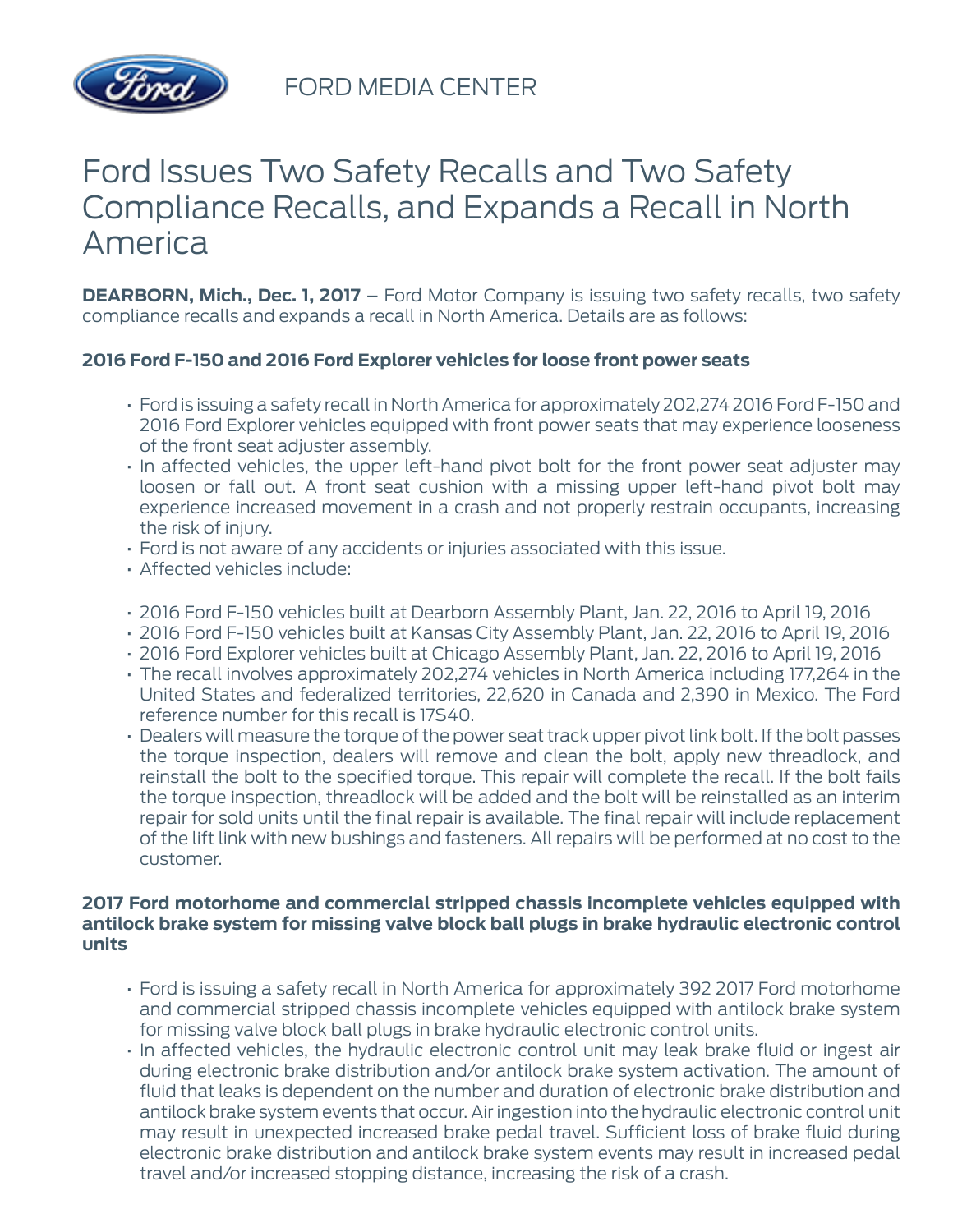FORD MEDIA CENTER

# Ford Issues Two Safety Recalls and Two Safety Compliance Recalls, and Expands a Recall in North America

**DEARBORN, Mich., Dec. 1, 2017** – Ford Motor Company is issuing two safety recalls, two safety compliance recalls and expands a recall in North America. Details are as follows:

### 2016 Ford F-150 and 2016 Ford Explorer vehicles for loose front power seats

- Ford is issuing a safety recall in North America for approximately 202,274 2016 Ford F-150 and 2016 Ford Explorer vehicles equipped with front power seats that may experience looseness of the front seat adjuster assembly.
- In affected vehicles, the upper left-hand pivot bolt for the front power seat adjuster may loosen or fall out. A front seat cushion with a missing upper left-hand pivot bolt may experience increased movement in a crash and not properly restrain occupants, increasing the risk of injury.
- Ford is not aware of any accidents or injuries associated with this issue.
- Affected vehicles include:

- 2016 Ford F-150 vehicles built at Dearborn Assembly Plant, Jan. 22, 2016 to April 19, 2016
- 2016 Ford F-150 vehicles built at Kansas City Assembly Plant, Jan. 22, 2016 to April 19, 2016
- 2016 Ford Explorer vehicles built at Chicago Assembly Plant, Jan. 22, 2016 to April 19, 2016
- The recall involves approximately 202,274 vehicles in North America including 177,264 in the United States and federalized territories, 22,620 in Canada and 2,390 in Mexico. The Ford reference number for this recall is 17S40.
- Dealers will measure the torque of the power seat track upper pivot link bolt. If the bolt passes the torque inspection, dealers will remove and clean the bolt, apply new threadlock, and reinstall the bolt to the specified torque. This repair will complete the recall. If the bolt fails the torque inspection, threadlock will be added and the bolt will be reinstalled as an interim repair for sold units until the final repair is available. The final repair will include replacement of the lift link with new bushings and fasteners. All repairs will be performed at no cost to the customer.

### 2017 Ford motorhome and commercial stripped chassis incomplete vehicles equipped with antilock brake system for missing valve block ball plugs in brake hydraulic electronic control units

- Ford is issuing a safety recall in North America for approximately 392 2017 Ford motorhome and commercial stripped chassis incomplete vehicles equipped with antilock brake system for missing valve block ball plugs in brake hydraulic electronic control units.
- In affected vehicles, the hydraulic electronic control unit may leak brake fluid or ingest air during electronic brake distribution and/or antilock brake system activation. The amount of fluid that leaks is dependent on the number and duration of electronic brake distribution and antilock brake system events that occur. Air ingestion into the hydraulic electronic control unit may result in unexpected increased brake pedal travel. Sufficient loss of brake fluid during electronic brake distribution and antilock brake system events may result in increased pedal travel and/or increased stopping distance, increasing the risk of a crash.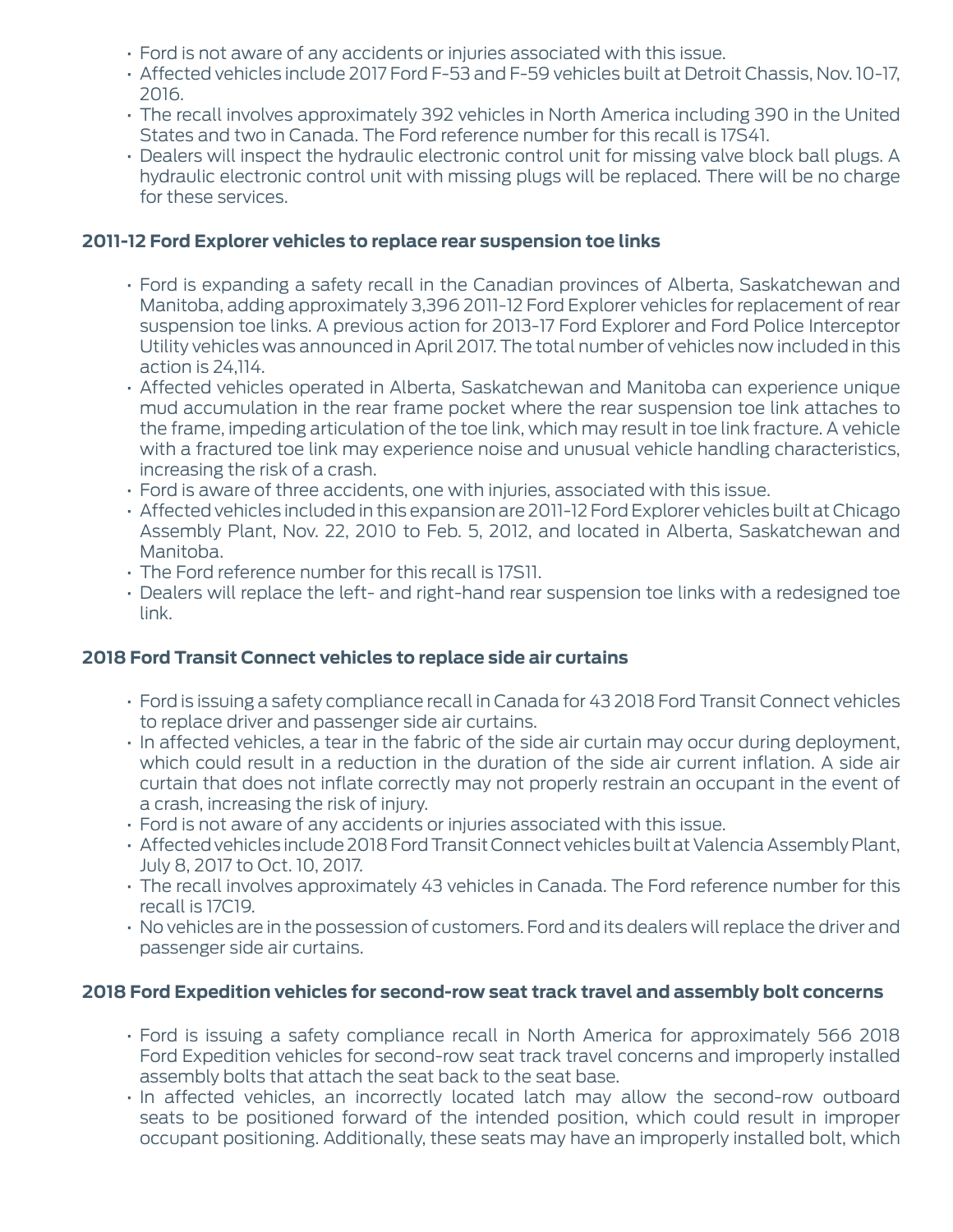- Ford is not aware of any accidents or injuries associated with this issue.
- Affected vehicles include 2017 Ford F-53 and F-59 vehicles built at Detroit Chassis, Nov. 10-17, 2016.
- The recall involves approximately 392 vehicles in North America including 390 in the United States and two in Canada. The Ford reference number for this recall is 17S41.
- Dealers will inspect the hydraulic electronic control unit for missing valve block ball plugs. A hydraulic electronic control unit with missing plugs will be replaced. There will be no charge for these services.

**2011-12 Ford Explorer vehicles to replace rear suspension toe links**

- Ford is expanding a safety recall in the Canadian provinces of Alberta, Saskatchewan and Manitoba, adding approximately 3,396 2011-12 Ford Explorer vehicles for replacement of rear suspension toe links. A previous action for 2013-17 Ford Explorer and Ford Police Interceptor Utility vehicles was announced in April 2017. The total number of vehicles now included in this action is 24,114.
- Affected vehicles operated in Alberta, Saskatchewan and Manitoba can experience unique mud accumulation in the rear frame pocket where the rear suspension toe link attaches to the frame, impeding articulation of the toe link, which may result in toe link fracture. A vehicle with a fractured toe link may experience noise and unusual vehicle handling characteristics, increasing the risk of a crash.
- Ford is aware of three accidents, one with injuries, associated with this issue.
- Affected vehicles included in this expansion are 2011-12 Ford Explorer vehicles built at Chicago Assembly Plant, Nov. 22, 2010 to Feb. 5, 2012, and located in Alberta, Saskatchewan and Manitoba.
- The Ford reference number for this recall is 17S11.
- Dealers will replace the left- and right-hand rear suspension toe links with a redesigned toe link.

**2018 Ford Transit Connect vehicles to replace side air curtains**

- Ford is issuing a safety compliance recall in Canada for 43 2018 Ford Transit Connect vehicles to replace driver and passenger side air curtains.
- In affected vehicles, a tear in the fabric of the side air curtain may occur during deployment, which could result in a reduction in the duration of the side air current inflation. A side air curtain that does not inflate correctly may not properly restrain an occupant in the event of a crash, increasing the risk of injury.
- Ford is not aware of any accidents or injuries associated with this issue.
- Affected vehicles include 2018 Ford Transit Connect vehicles built at Valencia Assembly Plant, July 8, 2017 to Oct. 10, 2017.
- The recall involves approximately 43 vehicles in Canada. The Ford reference number for this recall is 17C19.
- No vehicles are in the possession of customers. Ford and its dealers will replace the driver and passenger side air curtains.

**2018 Ford Expedition vehicles for second-row seat track travel and assembly bolt concerns**

- Ford is issuing a safety compliance recall in North America for approximately 566 2018 Ford Expedition vehicles for second-row seat track travel concerns and improperly installed assembly bolts that attach the seat back to the seat base.
- In affected vehicles, an incorrectly located latch may allow the second-row outboard seats to be positioned forward of the intended position, which could result in improper occupant positioning. Additionally, these seats may have an improperly installed bolt, which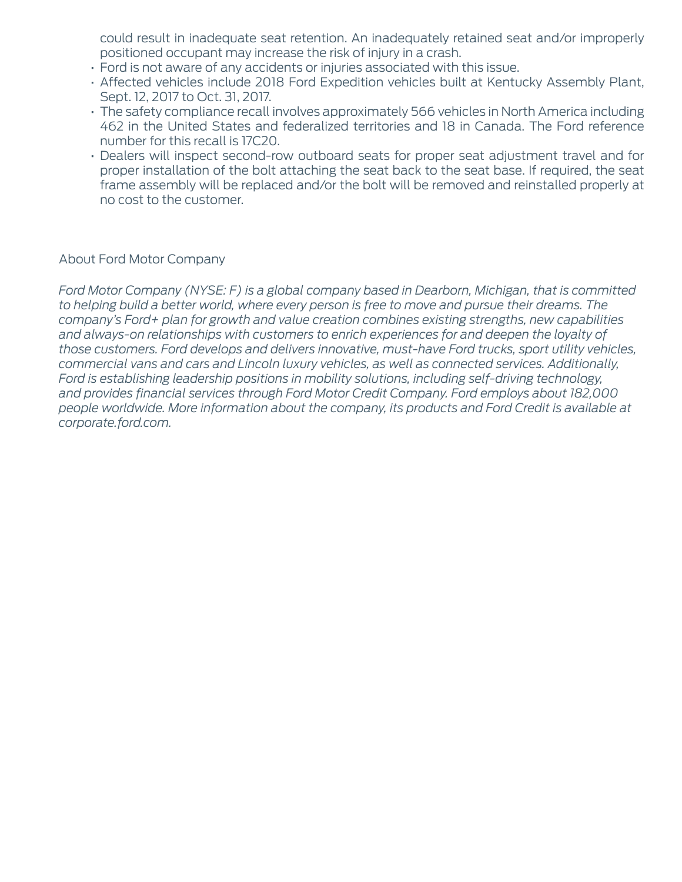could result in inadequate seat retention. An inadequately retained seat and/or improperly positioned occupant may increase the risk of injury in a crash.

- Ford is not aware of any accidents or injuries associated with this issue.
- Affected vehicles include 2018 Ford Expedition vehicles built at Kentucky Assembly Plant, Sept. 12, 2017 to Oct. 31, 2017.
- The safety compliance recall involves approximately 566 vehicles in North America including 462 in the United States and federalized territories and 18 in Canada. The Ford reference number for this recall is 17C20.
- Dealers will inspect second-row outboard seats for proper seat adjustment travel and for proper installation of the bolt attaching the seat back to the seat base. If required, the seat frame assembly will be replaced and/or the bolt will be removed and reinstalled properly at no cost to the customer.

About Ford Motor Company

*Ford Motor Company (NYSE: F) is a global company based in Dearborn, Michigan, that is committed to helping build a better world, where every person is free to move and pursue their dreams. The company's Ford+ plan for growth and value creation combines existing strengths, new capabilities and always-on relationships with customers to enrich experiences for and deepen the loyalty of those customers. Ford develops and delivers innovative, must-have Ford trucks, sport utility vehicles, commercial vans and cars and Lincoln luxury vehicles, as well as connected services. Additionally, Ford is establishing leadership positions in mobility solutions, including self-driving technology, and provides financial services through Ford Motor Credit Company. Ford employs about 182,000 people worldwide. More information about the company, its products and Ford Credit is available at corporate.ford.com.*